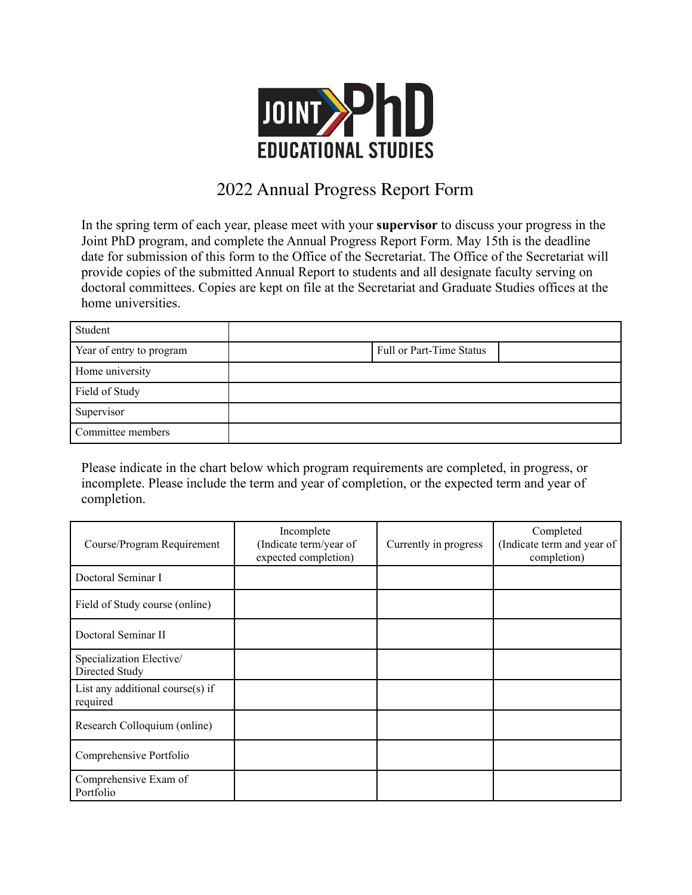# JOINT PhD EDUCATIONAL STUDIES

## 2022 Annual Progress Report Form

In the spring term of each year, please meet with your **supervisor** to discuss your progress in the Joint PhD program, and complete the Annual Progress Report Form. May 15th is the deadline date for submission of this form to the Office of the Secretariat. The Office of the Secretariat will provide copies of the submitted Annual Report to students and all designate faculty serving on doctoral committees. Copies are kept on file at the Secretariat and Graduate Studies offices at the home universities.

| Student | | | |
|---|---|---|---|
| Year of entry to program | | Full or Part-Time Status | |
| Home university | | | |
| Field of Study | | | |
| Supervisor | | | |
| Committee members | | | |

Please indicate in the chart below which program requirements are completed, in progress, or incomplete. Please include the term and year of completion, or the expected term and year of completion.

| Course/Program Requirement | Incomplete (Indicate term/year of expected completion) | Currently in progress | Completed (Indicate term and year of completion) |
|---|---|---|---|
| Doctoral Seminar I | | | |
| Field of Study course (online) | | | |
| Doctoral Seminar II | | | |
| Specialization Elective/ Directed Study | | | |
| List any additional course(s) if required | | | |
| Research Colloquium (online) | | | |
| Comprehensive Portfolio | | | |
| Comprehensive Exam of Portfolio | | | |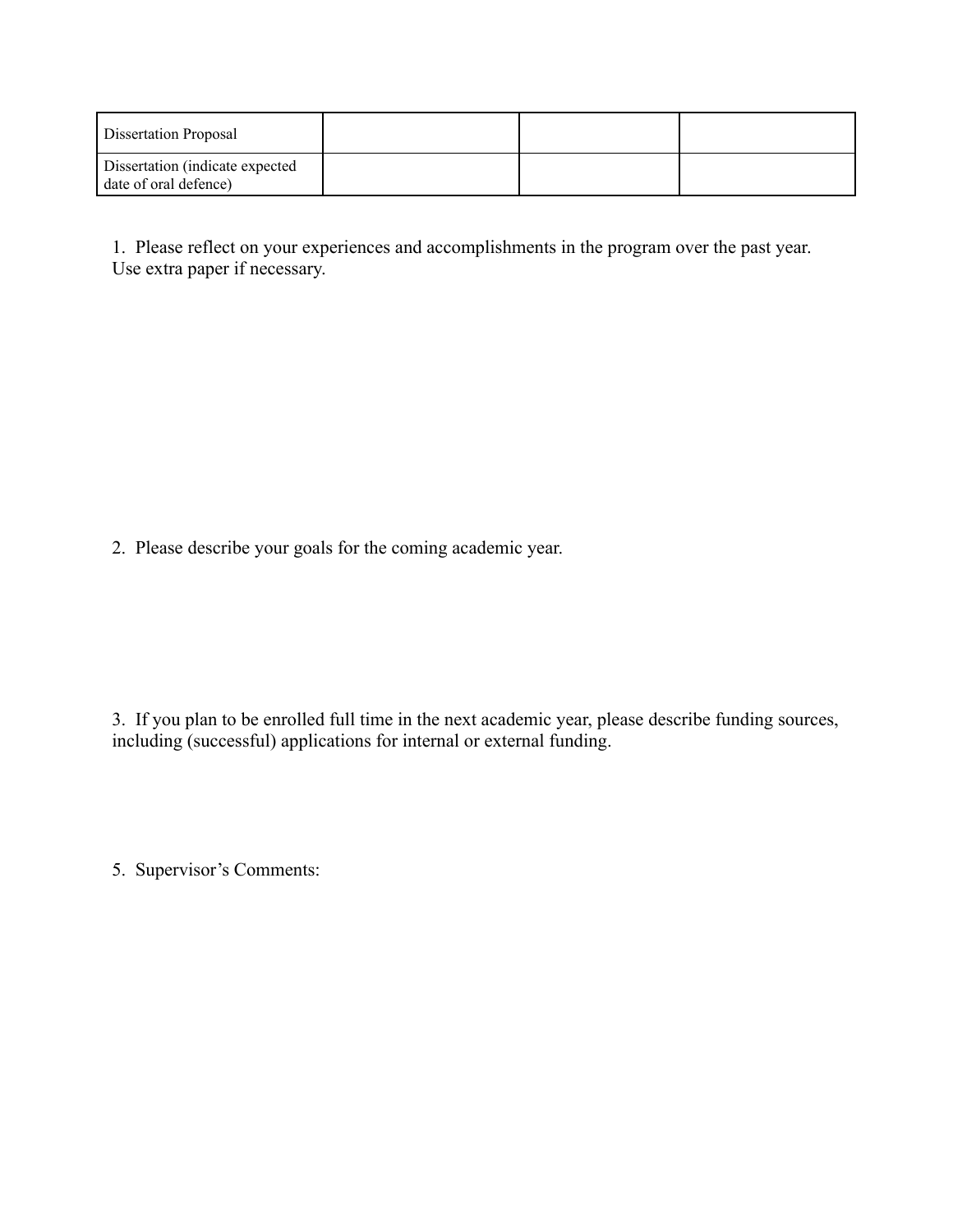| | | | |
|---|---|---|---|
| Dissertation Proposal | | | |
| Dissertation (indicate expected date of oral defence) | | | |

1. Please reflect on your experiences and accomplishments in the program over the past year. Use extra paper if necessary.

2. Please describe your goals for the coming academic year.

3. If you plan to be enrolled full time in the next academic year, please describe funding sources, including (successful) applications for internal or external funding.

5. Supervisor's Comments: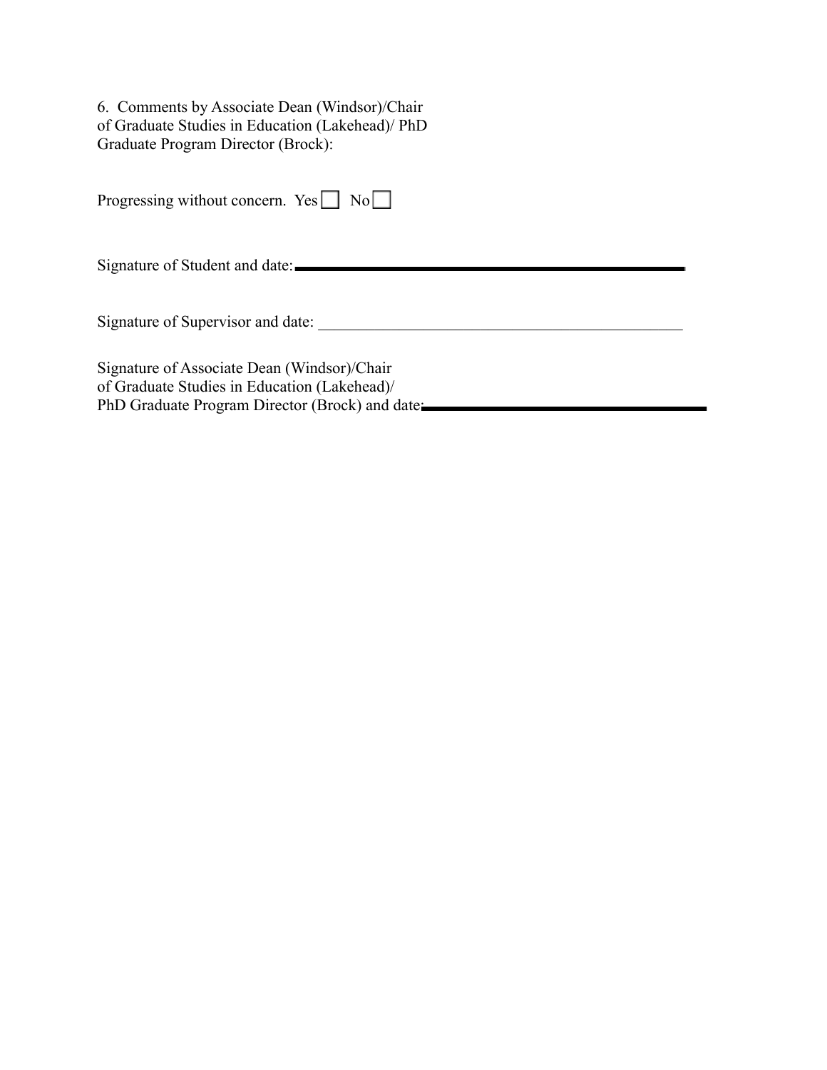6. Comments by Associate Dean (Windsor)/Chair of Graduate Studies in Education (Lakehead)/ PhD Graduate Program Director (Brock):

Progressing without concern. Yes ☐ No ☐

Signature of Student and date: ______________________________________________

Signature of Supervisor and date: ______________________________________________

Signature of Associate Dean (Windsor)/Chair of Graduate Studies in Education (Lakehead)/ PhD Graduate Program Director (Brock) and date: ______________________________________________